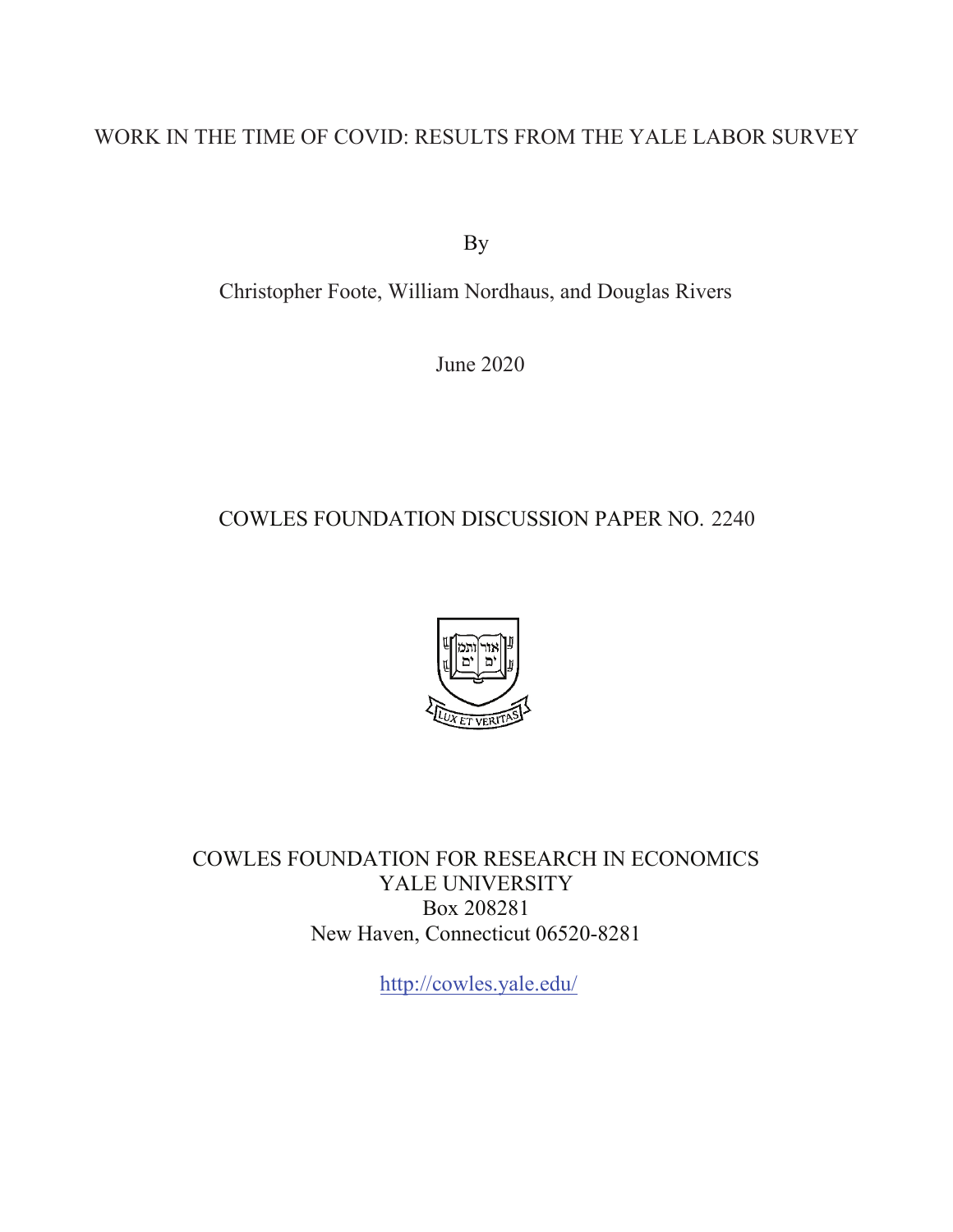WORK IN THE TIME OF COVID: RESULTS FROM THE YALE LABOR SURVEY

By

Christopher Foote, William Nordhaus, and Douglas Rivers

June 2020

COWLES FOUNDATION DISCUSSION PAPER NO. 2240

COWLES FOUNDATION FOR RESEARCH IN ECONOMICS
YALE UNIVERSITY
Box 208281
New Haven, Connecticut 06520-8281

http://cowles.yale.edu/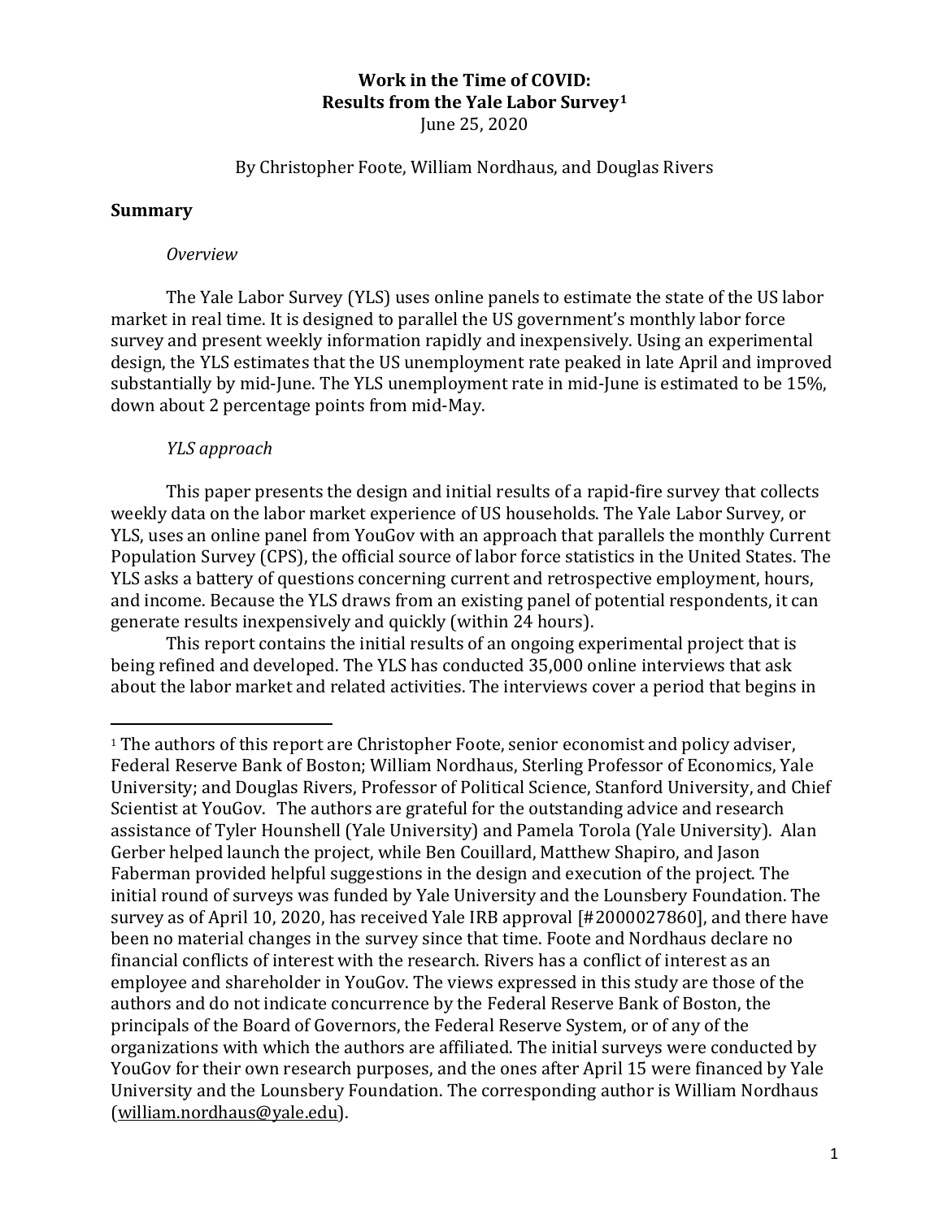**Work in the Time of COVID:**
**Results from the Yale Labor Survey**[1]
June 25, 2020

By Christopher Foote, William Nordhaus, and Douglas Rivers

## Summary

*Overview*

The Yale Labor Survey (YLS) uses online panels to estimate the state of the US labor market in real time. It is designed to parallel the US government's monthly labor force survey and present weekly information rapidly and inexpensively. Using an experimental design, the YLS estimates that the US unemployment rate peaked in late April and improved substantially by mid-June. The YLS unemployment rate in mid-June is estimated to be 15%, down about 2 percentage points from mid-May.

*YLS approach*

This paper presents the design and initial results of a rapid-fire survey that collects weekly data on the labor market experience of US households. The Yale Labor Survey, or YLS, uses an online panel from YouGov with an approach that parallels the monthly Current Population Survey (CPS), the official source of labor force statistics in the United States. The YLS asks a battery of questions concerning current and retrospective employment, hours, and income. Because the YLS draws from an existing panel of potential respondents, it can generate results inexpensively and quickly (within 24 hours).

This report contains the initial results of an ongoing experimental project that is being refined and developed. The YLS has conducted 35,000 online interviews that ask about the labor market and related activities. The interviews cover a period that begins in

---

[1] The authors of this report are Christopher Foote, senior economist and policy adviser, Federal Reserve Bank of Boston; William Nordhaus, Sterling Professor of Economics, Yale University; and Douglas Rivers, Professor of Political Science, Stanford University, and Chief Scientist at YouGov. The authors are grateful for the outstanding advice and research assistance of Tyler Hounshell (Yale University) and Pamela Torola (Yale University). Alan Gerber helped launch the project, while Ben Couillard, Matthew Shapiro, and Jason Faberman provided helpful suggestions in the design and execution of the project. The initial round of surveys was funded by Yale University and the Lounsbery Foundation. The survey as of April 10, 2020, has received Yale IRB approval [#2000027860], and there have been no material changes in the survey since that time. Foote and Nordhaus declare no financial conflicts of interest with the research. Rivers has a conflict of interest as an employee and shareholder in YouGov. The views expressed in this study are those of the authors and do not indicate concurrence by the Federal Reserve Bank of Boston, the principals of the Board of Governors, the Federal Reserve System, or of any of the organizations with which the authors are affiliated. The initial surveys were conducted by YouGov for their own research purposes, and the ones after April 15 were financed by Yale University and the Lounsbery Foundation. The corresponding author is William Nordhaus (william.nordhaus@yale.edu).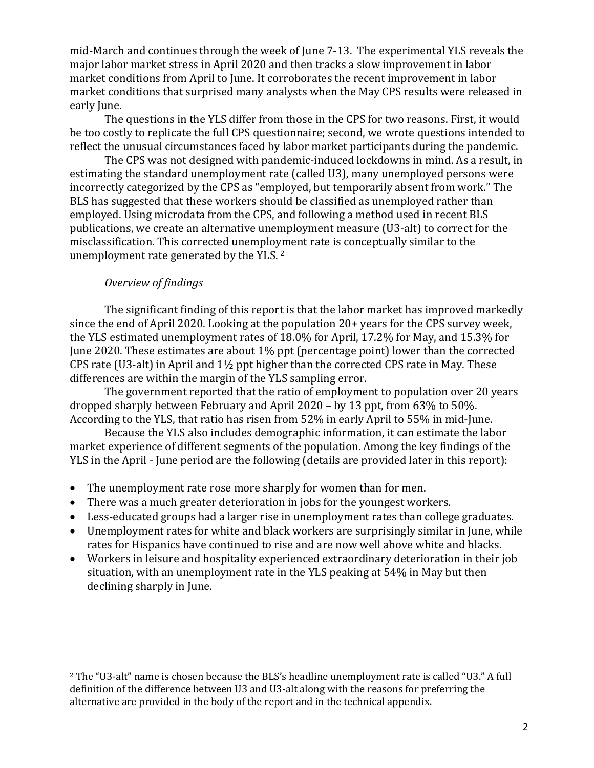mid-March and continues through the week of June 7-13. The experimental YLS reveals the major labor market stress in April 2020 and then tracks a slow improvement in labor market conditions from April to June. It corroborates the recent improvement in labor market conditions that surprised many analysts when the May CPS results were released in early June.

The questions in the YLS differ from those in the CPS for two reasons. First, it would be too costly to replicate the full CPS questionnaire; second, we wrote questions intended to reflect the unusual circumstances faced by labor market participants during the pandemic.

The CPS was not designed with pandemic-induced lockdowns in mind. As a result, in estimating the standard unemployment rate (called U3), many unemployed persons were incorrectly categorized by the CPS as "employed, but temporarily absent from work." The BLS has suggested that these workers should be classified as unemployed rather than employed. Using microdata from the CPS, and following a method used in recent BLS publications, we create an alternative unemployment measure (U3-alt) to correct for the misclassification. This corrected unemployment rate is conceptually similar to the unemployment rate generated by the YLS. [2]

*Overview of findings*

The significant finding of this report is that the labor market has improved markedly since the end of April 2020. Looking at the population 20+ years for the CPS survey week, the YLS estimated unemployment rates of 18.0% for April, 17.2% for May, and 15.3% for June 2020. These estimates are about 1% ppt (percentage point) lower than the corrected CPS rate (U3-alt) in April and 1½ ppt higher than the corrected CPS rate in May. These differences are within the margin of the YLS sampling error.

The government reported that the ratio of employment to population over 20 years dropped sharply between February and April 2020 – by 13 ppt, from 63% to 50%. According to the YLS, that ratio has risen from 52% in early April to 55% in mid-June.

Because the YLS also includes demographic information, it can estimate the labor market experience of different segments of the population. Among the key findings of the YLS in the April - June period are the following (details are provided later in this report):

- The unemployment rate rose more sharply for women than for men.
- There was a much greater deterioration in jobs for the youngest workers.
- Less-educated groups had a larger rise in unemployment rates than college graduates.
- Unemployment rates for white and black workers are surprisingly similar in June, while rates for Hispanics have continued to rise and are now well above white and blacks.
- Workers in leisure and hospitality experienced extraordinary deterioration in their job situation, with an unemployment rate in the YLS peaking at 54% in May but then declining sharply in June.

[2] The "U3-alt" name is chosen because the BLS's headline unemployment rate is called "U3." A full definition of the difference between U3 and U3-alt along with the reasons for preferring the alternative are provided in the body of the report and in the technical appendix.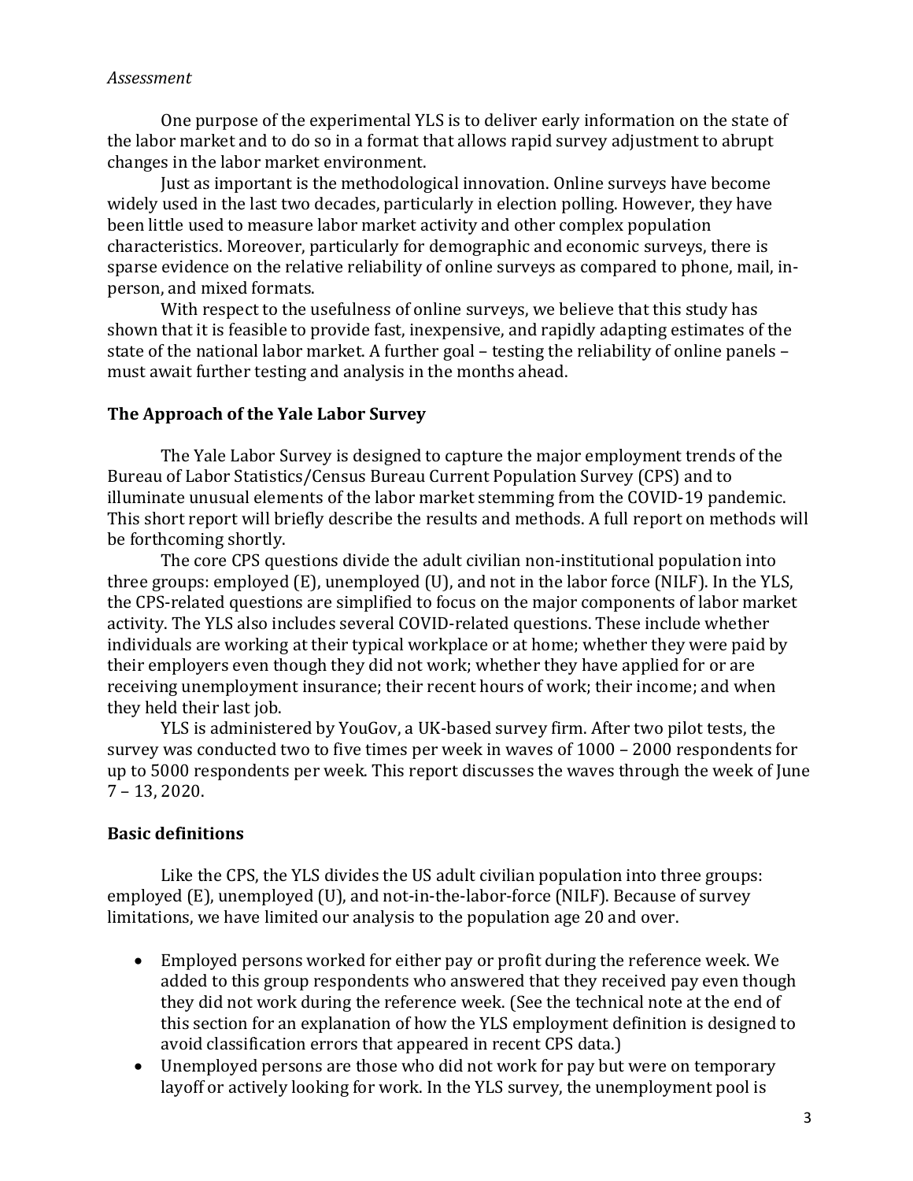*Assessment*

One purpose of the experimental YLS is to deliver early information on the state of the labor market and to do so in a format that allows rapid survey adjustment to abrupt changes in the labor market environment.

Just as important is the methodological innovation. Online surveys have become widely used in the last two decades, particularly in election polling. However, they have been little used to measure labor market activity and other complex population characteristics. Moreover, particularly for demographic and economic surveys, there is sparse evidence on the relative reliability of online surveys as compared to phone, mail, in-person, and mixed formats.

With respect to the usefulness of online surveys, we believe that this study has shown that it is feasible to provide fast, inexpensive, and rapidly adapting estimates of the state of the national labor market. A further goal – testing the reliability of online panels – must await further testing and analysis in the months ahead.

## The Approach of the Yale Labor Survey

The Yale Labor Survey is designed to capture the major employment trends of the Bureau of Labor Statistics/Census Bureau Current Population Survey (CPS) and to illuminate unusual elements of the labor market stemming from the COVID-19 pandemic. This short report will briefly describe the results and methods. A full report on methods will be forthcoming shortly.

The core CPS questions divide the adult civilian non-institutional population into three groups: employed (E), unemployed (U), and not in the labor force (NILF). In the YLS, the CPS-related questions are simplified to focus on the major components of labor market activity. The YLS also includes several COVID-related questions. These include whether individuals are working at their typical workplace or at home; whether they were paid by their employers even though they did not work; whether they have applied for or are receiving unemployment insurance; their recent hours of work; their income; and when they held their last job.

YLS is administered by YouGov, a UK-based survey firm. After two pilot tests, the survey was conducted two to five times per week in waves of 1000 – 2000 respondents for up to 5000 respondents per week. This report discusses the waves through the week of June 7 – 13, 2020.

## Basic definitions

Like the CPS, the YLS divides the US adult civilian population into three groups: employed (E), unemployed (U), and not-in-the-labor-force (NILF). Because of survey limitations, we have limited our analysis to the population age 20 and over.

- Employed persons worked for either pay or profit during the reference week. We added to this group respondents who answered that they received pay even though they did not work during the reference week. (See the technical note at the end of this section for an explanation of how the YLS employment definition is designed to avoid classification errors that appeared in recent CPS data.)
- Unemployed persons are those who did not work for pay but were on temporary layoff or actively looking for work. In the YLS survey, the unemployment pool is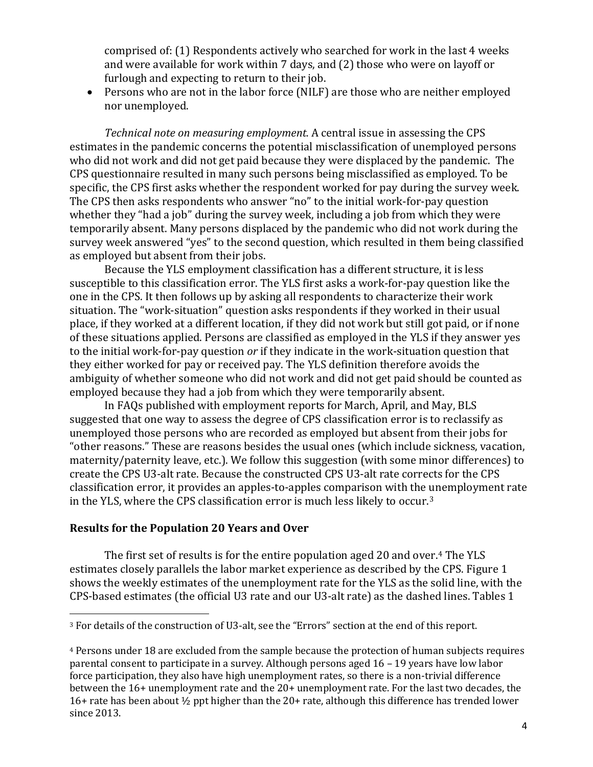comprised of: (1) Respondents actively who searched for work in the last 4 weeks and were available for work within 7 days, and (2) those who were on layoff or furlough and expecting to return to their job.

- Persons who are not in the labor force (NILF) are those who are neither employed nor unemployed.

*Technical note on measuring employment.* A central issue in assessing the CPS estimates in the pandemic concerns the potential misclassification of unemployed persons who did not work and did not get paid because they were displaced by the pandemic. The CPS questionnaire resulted in many such persons being misclassified as employed. To be specific, the CPS first asks whether the respondent worked for pay during the survey week. The CPS then asks respondents who answer "no" to the initial work-for-pay question whether they "had a job" during the survey week, including a job from which they were temporarily absent. Many persons displaced by the pandemic who did not work during the survey week answered "yes" to the second question, which resulted in them being classified as employed but absent from their jobs.

Because the YLS employment classification has a different structure, it is less susceptible to this classification error. The YLS first asks a work-for-pay question like the one in the CPS. It then follows up by asking all respondents to characterize their work situation. The "work-situation" question asks respondents if they worked in their usual place, if they worked at a different location, if they did not work but still got paid, or if none of these situations applied. Persons are classified as employed in the YLS if they answer yes to the initial work-for-pay question *or* if they indicate in the work-situation question that they either worked for pay or received pay. The YLS definition therefore avoids the ambiguity of whether someone who did not work and did not get paid should be counted as employed because they had a job from which they were temporarily absent.

In FAQs published with employment reports for March, April, and May, BLS suggested that one way to assess the degree of CPS classification error is to reclassify as unemployed those persons who are recorded as employed but absent from their jobs for "other reasons." These are reasons besides the usual ones (which include sickness, vacation, maternity/paternity leave, etc.). We follow this suggestion (with some minor differences) to create the CPS U3-alt rate. Because the constructed CPS U3-alt rate corrects for the CPS classification error, it provides an apples-to-apples comparison with the unemployment rate in the YLS, where the CPS classification error is much less likely to occur.[3]

## Results for the Population 20 Years and Over

The first set of results is for the entire population aged 20 and over.[4] The YLS estimates closely parallels the labor market experience as described by the CPS. Figure 1 shows the weekly estimates of the unemployment rate for the YLS as the solid line, with the CPS-based estimates (the official U3 rate and our U3-alt rate) as the dashed lines. Tables 1

[3] For details of the construction of U3-alt, see the "Errors" section at the end of this report.

[4] Persons under 18 are excluded from the sample because the protection of human subjects requires parental consent to participate in a survey. Although persons aged 16 – 19 years have low labor force participation, they also have high unemployment rates, so there is a non-trivial difference between the 16+ unemployment rate and the 20+ unemployment rate. For the last two decades, the 16+ rate has been about ½ ppt higher than the 20+ rate, although this difference has trended lower since 2013.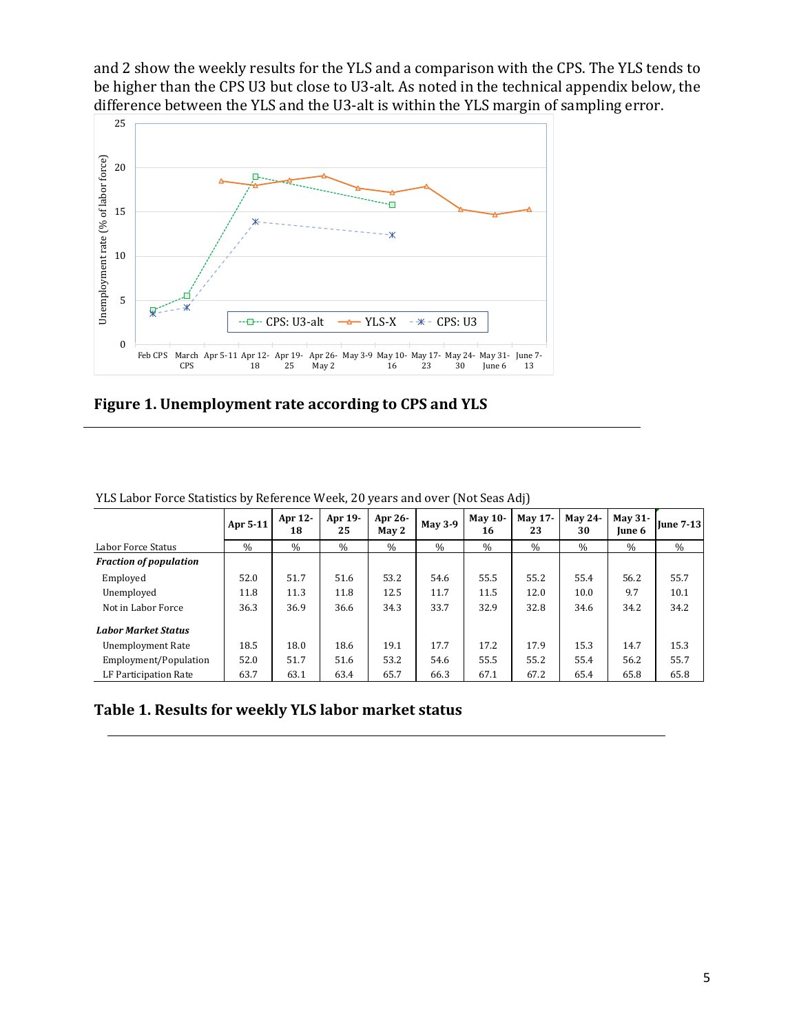and 2 show the weekly results for the YLS and a comparison with the CPS. The YLS tends to be higher than the CPS U3 but close to U3-alt. As noted in the technical appendix below, the difference between the YLS and the U3-alt is within the YLS margin of sampling error.

25
20
15
10
5
0

Unemployment rate (% of labor force)

CPS: U3-alt
YLS-X
CPS: U3

Feb CPS
March CPS
Apr 5-11
Apr 12-18
Apr 19-25
Apr 26-May 2
May 3-9
May 10-16
May 17-23
May 24-30
May 31-June 6
June 7-13

**Figure 1. Unemployment rate according to CPS and YLS**

YLS Labor Force Statistics by Reference Week, 20 years and over (Not Seas Adj)

| | Apr 5-11 | Apr 12-18 | Apr 19-25 | Apr 26-May 2 | May 3-9 | May 10-16 | May 17-23 | May 24-30 | May 31-June 6 | June 7-13 |
|---|---|---|---|---|---|---|---|---|---|---|
| Labor Force Status | % | % | % | % | % | % | % | % | % | % |
| ***Fraction of population*** | | | | | | | | | | |
| Employed | 52.0 | 51.7 | 51.6 | 53.2 | 54.6 | 55.5 | 55.2 | 55.4 | 56.2 | 55.7 |
| Unemployed | 11.8 | 11.3 | 11.8 | 12.5 | 11.7 | 11.5 | 12.0 | 10.0 | 9.7 | 10.1 |
| Not in Labor Force | 36.3 | 36.9 | 36.6 | 34.3 | 33.7 | 32.9 | 32.8 | 34.6 | 34.2 | 34.2 |
| ***Labor Market Status*** | | | | | | | | | | |
| Unemployment Rate | 18.5 | 18.0 | 18.6 | 19.1 | 17.7 | 17.2 | 17.9 | 15.3 | 14.7 | 15.3 |
| Employment/Population | 52.0 | 51.7 | 51.6 | 53.2 | 54.6 | 55.5 | 55.2 | 55.4 | 56.2 | 55.7 |
| LF Participation Rate | 63.7 | 63.1 | 63.4 | 65.7 | 66.3 | 67.1 | 67.2 | 65.4 | 65.8 | 65.8 |

**Table 1. Results for weekly YLS labor market status**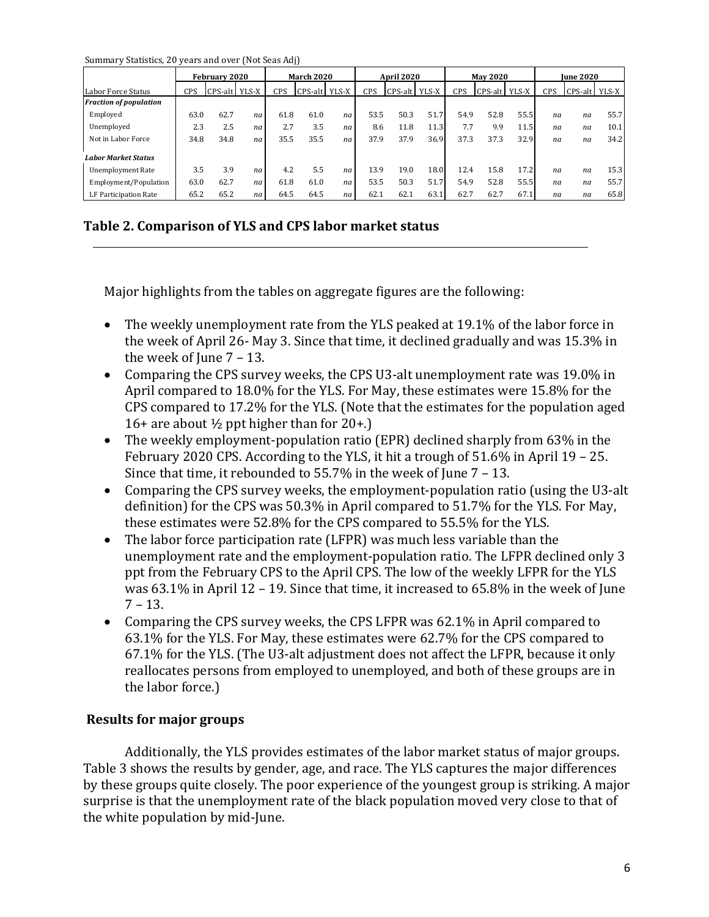Summary Statistics, 20 years and over (Not Seas Adj)

| | February 2020 | | | March 2020 | | | April 2020 | | | May 2020 | | | June 2020 | | |
|---|---|---|---|---|---|---|---|---|---|---|---|---|---|---|---|
| Labor Force Status | CPS | CPS-alt | YLS-X | CPS | CPS-alt | YLS-X | CPS | CPS-alt | YLS-X | CPS | CPS-alt | YLS-X | CPS | CPS-alt | YLS-X |
| ***Fraction of population*** | | | | | | | | | | | | | | | |
| Employed | 63.0 | 62.7 | *na* | 61.8 | 61.0 | *na* | 53.5 | 50.3 | 51.7 | 54.9 | 52.8 | 55.5 | *na* | *na* | 55.7 |
| Unemployed | 2.3 | 2.5 | *na* | 2.7 | 3.5 | *na* | 8.6 | 11.8 | 11.3 | 7.7 | 9.9 | 11.5 | *na* | *na* | 10.1 |
| Not in Labor Force | 34.8 | 34.8 | *na* | 35.5 | 35.5 | *na* | 37.9 | 37.9 | 36.9 | 37.3 | 37.3 | 32.9 | *na* | *na* | 34.2 |
| ***Labor Market Status*** | | | | | | | | | | | | | | | |
| Unemployment Rate | 3.5 | 3.9 | *na* | 4.2 | 5.5 | *na* | 13.9 | 19.0 | 18.0 | 12.4 | 15.8 | 17.2 | *na* | *na* | 15.3 |
| Employment/Population | 63.0 | 62.7 | *na* | 61.8 | 61.0 | *na* | 53.5 | 50.3 | 51.7 | 54.9 | 52.8 | 55.5 | *na* | *na* | 55.7 |
| LF Participation Rate | 65.2 | 65.2 | *na* | 64.5 | 64.5 | *na* | 62.1 | 62.1 | 63.1 | 62.7 | 62.7 | 67.1 | *na* | *na* | 65.8 |

**Table 2. Comparison of YLS and CPS labor market status**

Major highlights from the tables on aggregate figures are the following:

- The weekly unemployment rate from the YLS peaked at 19.1% of the labor force in the week of April 26- May 3. Since that time, it declined gradually and was 15.3% in the week of June 7 – 13.
- Comparing the CPS survey weeks, the CPS U3-alt unemployment rate was 19.0% in April compared to 18.0% for the YLS. For May, these estimates were 15.8% for the CPS compared to 17.2% for the YLS. (Note that the estimates for the population aged 16+ are about ½ ppt higher than for 20+.)
- The weekly employment-population ratio (EPR) declined sharply from 63% in the February 2020 CPS. According to the YLS, it hit a trough of 51.6% in April 19 – 25. Since that time, it rebounded to 55.7% in the week of June 7 – 13.
- Comparing the CPS survey weeks, the employment-population ratio (using the U3-alt definition) for the CPS was 50.3% in April compared to 51.7% for the YLS. For May, these estimates were 52.8% for the CPS compared to 55.5% for the YLS.
- The labor force participation rate (LFPR) was much less variable than the unemployment rate and the employment-population ratio. The LFPR declined only 3 ppt from the February CPS to the April CPS. The low of the weekly LFPR for the YLS was 63.1% in April 12 – 19. Since that time, it increased to 65.8% in the week of June 7 – 13.
- Comparing the CPS survey weeks, the CPS LFPR was 62.1% in April compared to 63.1% for the YLS. For May, these estimates were 62.7% for the CPS compared to 67.1% for the YLS. (The U3-alt adjustment does not affect the LFPR, because it only reallocates persons from employed to unemployed, and both of these groups are in the labor force.)

## Results for major groups

Additionally, the YLS provides estimates of the labor market status of major groups. Table 3 shows the results by gender, age, and race. The YLS captures the major differences by these groups quite closely. The poor experience of the youngest group is striking. A major surprise is that the unemployment rate of the black population moved very close to that of the white population by mid-June.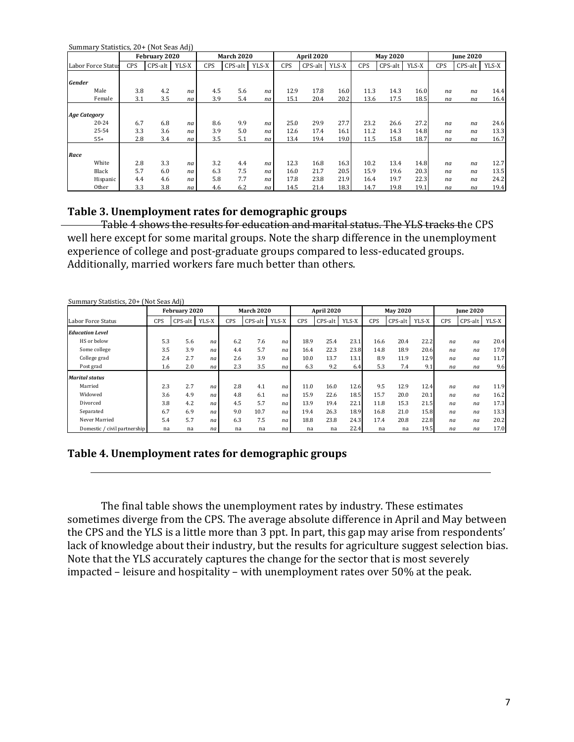Summary Statistics, 20+ (Not Seas Adj)

| Labor Force Status | February 2020 | | | March 2020 | | | April 2020 | | | May 2020 | | | June 2020 | | |
|---|---|---|---|---|---|---|---|---|---|---|---|---|---|---|---|
| | CPS | CPS-alt | YLS-X | CPS | CPS-alt | YLS-X | CPS | CPS-alt | YLS-X | CPS | CPS-alt | YLS-X | CPS | CPS-alt | YLS-X |
| ***Gender*** | | | | | | | | | | | | | | | |
| Male | 3.8 | 4.2 | *na* | 4.5 | 5.6 | *na* | 12.9 | 17.8 | 16.0 | 11.3 | 14.3 | 16.0 | *na* | *na* | 14.4 |
| Female | 3.1 | 3.5 | *na* | 3.9 | 5.4 | *na* | 15.1 | 20.4 | 20.2 | 13.6 | 17.5 | 18.5 | *na* | *na* | 16.4 |
| ***Age Category*** | | | | | | | | | | | | | | | |
| 20-24 | 6.7 | 6.8 | *na* | 8.6 | 9.9 | *na* | 25.0 | 29.9 | 27.7 | 23.2 | 26.6 | 27.2 | *na* | *na* | 24.6 |
| 25-54 | 3.3 | 3.6 | *na* | 3.9 | 5.0 | *na* | 12.6 | 17.4 | 16.1 | 11.2 | 14.3 | 14.8 | *na* | *na* | 13.3 |
| 55+ | 2.8 | 3.4 | *na* | 3.5 | 5.1 | *na* | 13.4 | 19.4 | 19.0 | 11.5 | 15.8 | 18.7 | *na* | *na* | 16.7 |
| ***Race*** | | | | | | | | | | | | | | | |
| White | 2.8 | 3.3 | *na* | 3.2 | 4.4 | *na* | 12.3 | 16.8 | 16.3 | 10.2 | 13.4 | 14.8 | *na* | *na* | 12.7 |
| Black | 5.7 | 6.0 | *na* | 6.3 | 7.5 | *na* | 16.0 | 21.7 | 20.5 | 15.9 | 19.6 | 20.3 | *na* | *na* | 13.5 |
| Hispanic | 4.4 | 4.6 | *na* | 5.8 | 7.7 | *na* | 17.8 | 23.8 | 21.9 | 16.4 | 19.7 | 22.3 | *na* | *na* | 24.2 |
| Other | 3.3 | 3.8 | *na* | 4.6 | 6.2 | *na* | 14.5 | 21.4 | 18.3 | 14.7 | 19.8 | 19.1 | *na* | *na* | 19.4 |

### Table 3. Unemployment rates for demographic groups

Table 4 shows the results for education and marital status. The YLS tracks the CPS well here except for some marital groups. Note the sharp difference in the unemployment experience of college and post-graduate groups compared to less-educated groups. Additionally, married workers fare much better than others.

Summary Statistics, 20+ (Not Seas Adj)

| Labor Force Status | February 2020 | | | March 2020 | | | April 2020 | | | May 2020 | | | June 2020 | | |
|---|---|---|---|---|---|---|---|---|---|---|---|---|---|---|---|
| | CPS | CPS-alt | YLS-X | CPS | CPS-alt | YLS-X | CPS | CPS-alt | YLS-X | CPS | CPS-alt | YLS-X | CPS | CPS-alt | YLS-X |
| ***Education Level*** | | | | | | | | | | | | | | | |
| HS or below | 5.3 | 5.6 | *na* | 6.2 | 7.6 | *na* | 18.9 | 25.4 | 23.1 | 16.6 | 20.4 | 22.2 | *na* | *na* | 20.4 |
| Some college | 3.5 | 3.9 | *na* | 4.4 | 5.7 | *na* | 16.4 | 22.3 | 23.8 | 14.8 | 18.9 | 20.6 | *na* | *na* | 17.0 |
| College grad | 2.4 | 2.7 | *na* | 2.6 | 3.9 | *na* | 10.0 | 13.7 | 13.1 | 8.9 | 11.9 | 12.9 | *na* | *na* | 11.7 |
| Post grad | 1.6 | 2.0 | *na* | 2.3 | 3.5 | *na* | 6.3 | 9.2 | 6.4 | 5.3 | 7.4 | 9.1 | *na* | *na* | 9.6 |
| ***Marital status*** | | | | | | | | | | | | | | | |
| Married | 2.3 | 2.7 | *na* | 2.8 | 4.1 | *na* | 11.0 | 16.0 | 12.6 | 9.5 | 12.9 | 12.4 | *na* | *na* | 11.9 |
| Widowed | 3.6 | 4.9 | *na* | 4.8 | 6.1 | *na* | 15.9 | 22.6 | 18.5 | 15.7 | 20.0 | 20.1 | *na* | *na* | 16.2 |
| Divorced | 3.8 | 4.2 | *na* | 4.5 | 5.7 | *na* | 13.9 | 19.4 | 22.1 | 11.8 | 15.3 | 21.5 | *na* | *na* | 17.3 |
| Separated | 6.7 | 6.9 | *na* | 9.0 | 10.7 | *na* | 19.4 | 26.3 | 18.9 | 16.8 | 21.0 | 15.8 | *na* | *na* | 13.3 |
| Never Married | 5.4 | 5.7 | *na* | 6.3 | 7.5 | *na* | 18.8 | 23.8 | 24.3 | 17.4 | 20.8 | 22.8 | *na* | *na* | 20.2 |
| Domestic / civil partnership | na | na | *na* | na | na | *na* | na | na | 22.4 | na | na | 19.5 | *na* | *na* | 17.0 |

### Table 4. Unemployment rates for demographic groups

The final table shows the unemployment rates by industry. These estimates sometimes diverge from the CPS. The average absolute difference in April and May between the CPS and the YLS is a little more than 3 ppt. In part, this gap may arise from respondents' lack of knowledge about their industry, but the results for agriculture suggest selection bias. Note that the YLS accurately captures the change for the sector that is most severely impacted – leisure and hospitality – with unemployment rates over 50% at the peak.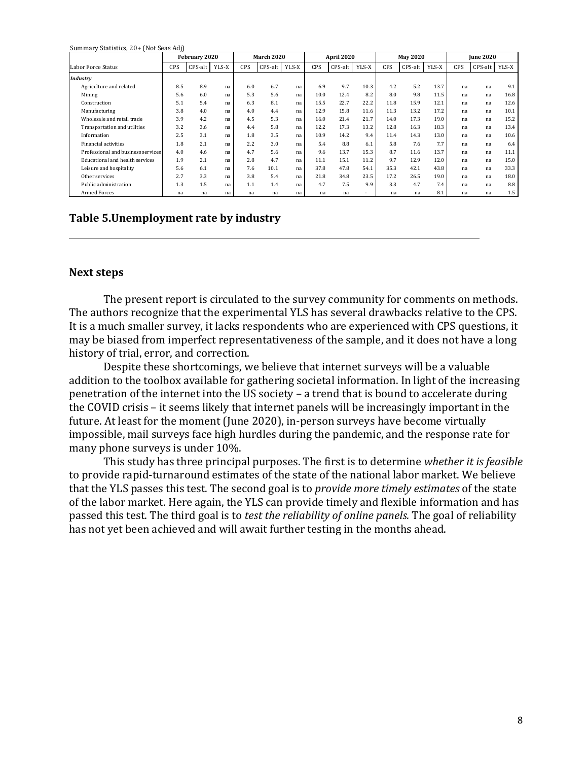Summary Statistics, 20+ (Not Seas Adj)

| | February 2020 | | | March 2020 | | | April 2020 | | | May 2020 | | | June 2020 | | |
|---|---|---|---|---|---|---|---|---|---|---|---|---|---|---|---|
| Labor Force Status | CPS | CPS-alt | YLS-X | CPS | CPS-alt | YLS-X | CPS | CPS-alt | YLS-X | CPS | CPS-alt | YLS-X | CPS | CPS-alt | YLS-X |
| ***Industry*** | | | | | | | | | | | | | | | |
| Agriculture and related | 8.5 | 8.9 | na | 6.0 | 6.7 | na | 6.9 | 9.7 | 10.3 | 4.2 | 5.2 | 13.7 | na | na | 9.1 |
| Mining | 5.6 | 6.0 | na | 5.3 | 5.6 | na | 10.0 | 12.4 | 8.2 | 8.0 | 9.8 | 11.5 | na | na | 16.8 |
| Construction | 5.1 | 5.4 | na | 6.3 | 8.1 | na | 15.5 | 22.7 | 22.2 | 11.8 | 15.9 | 12.1 | na | na | 12.6 |
| Manufacturing | 3.8 | 4.0 | na | 4.0 | 4.4 | na | 12.9 | 15.8 | 11.6 | 11.3 | 13.2 | 17.2 | na | na | 10.1 |
| Wholesale and retail trade | 3.9 | 4.2 | na | 4.5 | 5.3 | na | 16.0 | 21.4 | 21.7 | 14.0 | 17.3 | 19.0 | na | na | 15.2 |
| Transportation and utilities | 3.2 | 3.6 | na | 4.4 | 5.8 | na | 12.2 | 17.3 | 13.2 | 12.8 | 16.3 | 18.3 | na | na | 13.4 |
| Information | 2.5 | 3.1 | na | 1.8 | 3.5 | na | 10.9 | 14.2 | 9.4 | 11.4 | 14.3 | 13.0 | na | na | 10.6 |
| Financial activities | 1.8 | 2.1 | na | 2.2 | 3.0 | na | 5.4 | 8.8 | 6.1 | 5.8 | 7.6 | 7.7 | na | na | 6.4 |
| Professional and business services | 4.0 | 4.6 | na | 4.7 | 5.6 | na | 9.6 | 13.7 | 15.3 | 8.7 | 11.6 | 13.7 | na | na | 11.1 |
| Educational and health services | 1.9 | 2.1 | na | 2.8 | 4.7 | na | 11.1 | 15.1 | 11.2 | 9.7 | 12.9 | 12.0 | na | na | 15.0 |
| Leisure and hospitality | 5.6 | 6.1 | na | 7.6 | 10.1 | na | 37.8 | 47.8 | 54.1 | 35.3 | 42.1 | 43.8 | na | na | 33.3 |
| Other services | 2.7 | 3.3 | na | 3.8 | 5.4 | na | 21.8 | 34.8 | 23.5 | 17.2 | 26.5 | 19.0 | na | na | 18.0 |
| Public administration | 1.3 | 1.5 | na | 1.1 | 1.4 | na | 4.7 | 7.5 | 9.9 | 3.3 | 4.7 | 7.4 | na | na | 8.8 |
| Armed Forces | na | na | na | na | na | na | na | na | - | na | na | 8.1 | na | na | 1.5 |

**Table 5.Unemployment rate by industry**

## Next steps

The present report is circulated to the survey community for comments on methods. The authors recognize that the experimental YLS has several drawbacks relative to the CPS. It is a much smaller survey, it lacks respondents who are experienced with CPS questions, it may be biased from imperfect representativeness of the sample, and it does not have a long history of trial, error, and correction.

Despite these shortcomings, we believe that internet surveys will be a valuable addition to the toolbox available for gathering societal information. In light of the increasing penetration of the internet into the US society – a trend that is bound to accelerate during the COVID crisis – it seems likely that internet panels will be increasingly important in the future. At least for the moment (June 2020), in-person surveys have become virtually impossible, mail surveys face high hurdles during the pandemic, and the response rate for many phone surveys is under 10%.

This study has three principal purposes. The first is to determine *whether it is feasible* to provide rapid-turnaround estimates of the state of the national labor market. We believe that the YLS passes this test. The second goal is to *provide more timely estimates* of the state of the labor market. Here again, the YLS can provide timely and flexible information and has passed this test. The third goal is to *test the reliability of online panels.* The goal of reliability has not yet been achieved and will await further testing in the months ahead.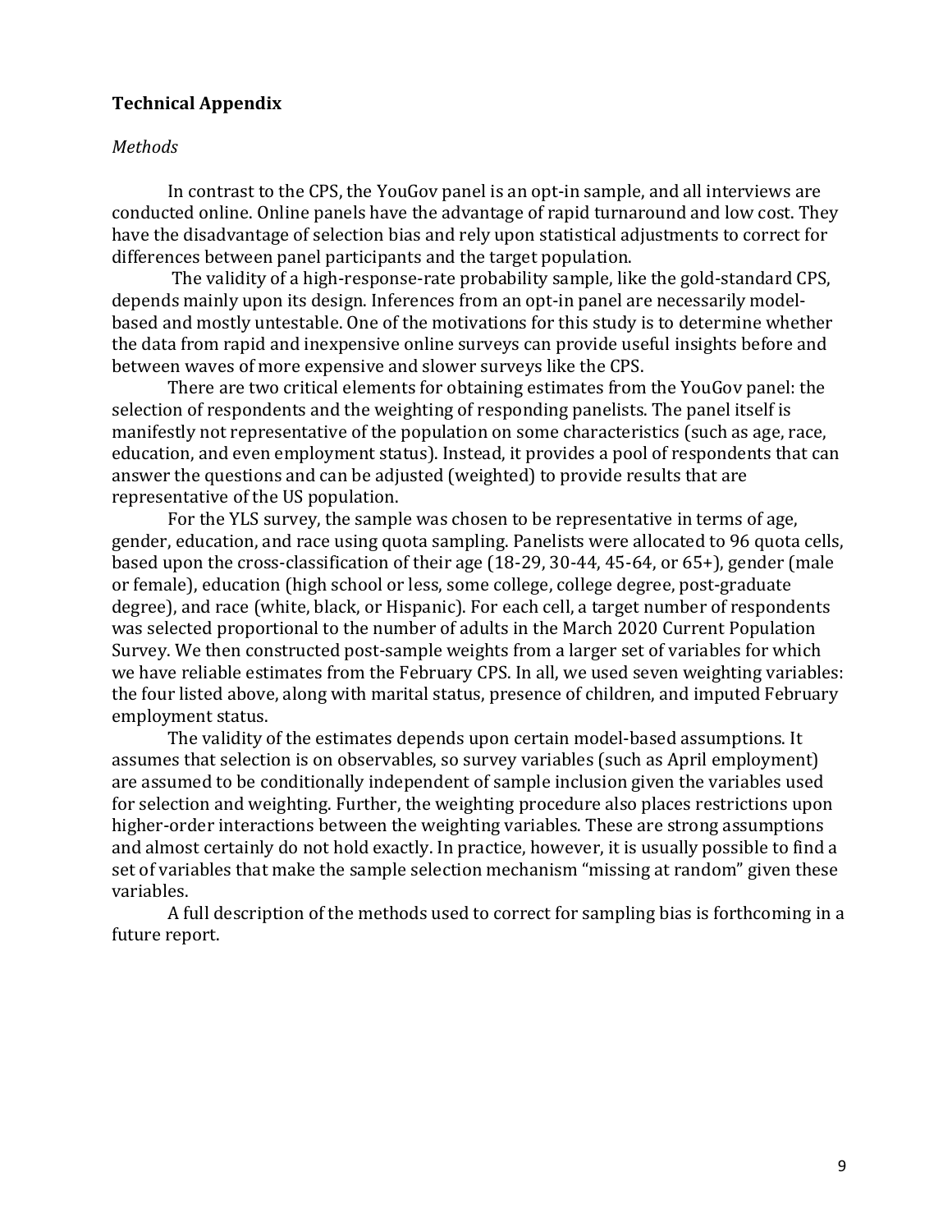## Technical Appendix

*Methods*

In contrast to the CPS, the YouGov panel is an opt-in sample, and all interviews are conducted online. Online panels have the advantage of rapid turnaround and low cost. They have the disadvantage of selection bias and rely upon statistical adjustments to correct for differences between panel participants and the target population.

The validity of a high-response-rate probability sample, like the gold-standard CPS, depends mainly upon its design. Inferences from an opt-in panel are necessarily model-based and mostly untestable. One of the motivations for this study is to determine whether the data from rapid and inexpensive online surveys can provide useful insights before and between waves of more expensive and slower surveys like the CPS.

There are two critical elements for obtaining estimates from the YouGov panel: the selection of respondents and the weighting of responding panelists. The panel itself is manifestly not representative of the population on some characteristics (such as age, race, education, and even employment status). Instead, it provides a pool of respondents that can answer the questions and can be adjusted (weighted) to provide results that are representative of the US population.

For the YLS survey, the sample was chosen to be representative in terms of age, gender, education, and race using quota sampling. Panelists were allocated to 96 quota cells, based upon the cross-classification of their age (18-29, 30-44, 45-64, or 65+), gender (male or female), education (high school or less, some college, college degree, post-graduate degree), and race (white, black, or Hispanic). For each cell, a target number of respondents was selected proportional to the number of adults in the March 2020 Current Population Survey. We then constructed post-sample weights from a larger set of variables for which we have reliable estimates from the February CPS. In all, we used seven weighting variables: the four listed above, along with marital status, presence of children, and imputed February employment status.

The validity of the estimates depends upon certain model-based assumptions. It assumes that selection is on observables, so survey variables (such as April employment) are assumed to be conditionally independent of sample inclusion given the variables used for selection and weighting. Further, the weighting procedure also places restrictions upon higher-order interactions between the weighting variables. These are strong assumptions and almost certainly do not hold exactly. In practice, however, it is usually possible to find a set of variables that make the sample selection mechanism "missing at random" given these variables.

A full description of the methods used to correct for sampling bias is forthcoming in a future report.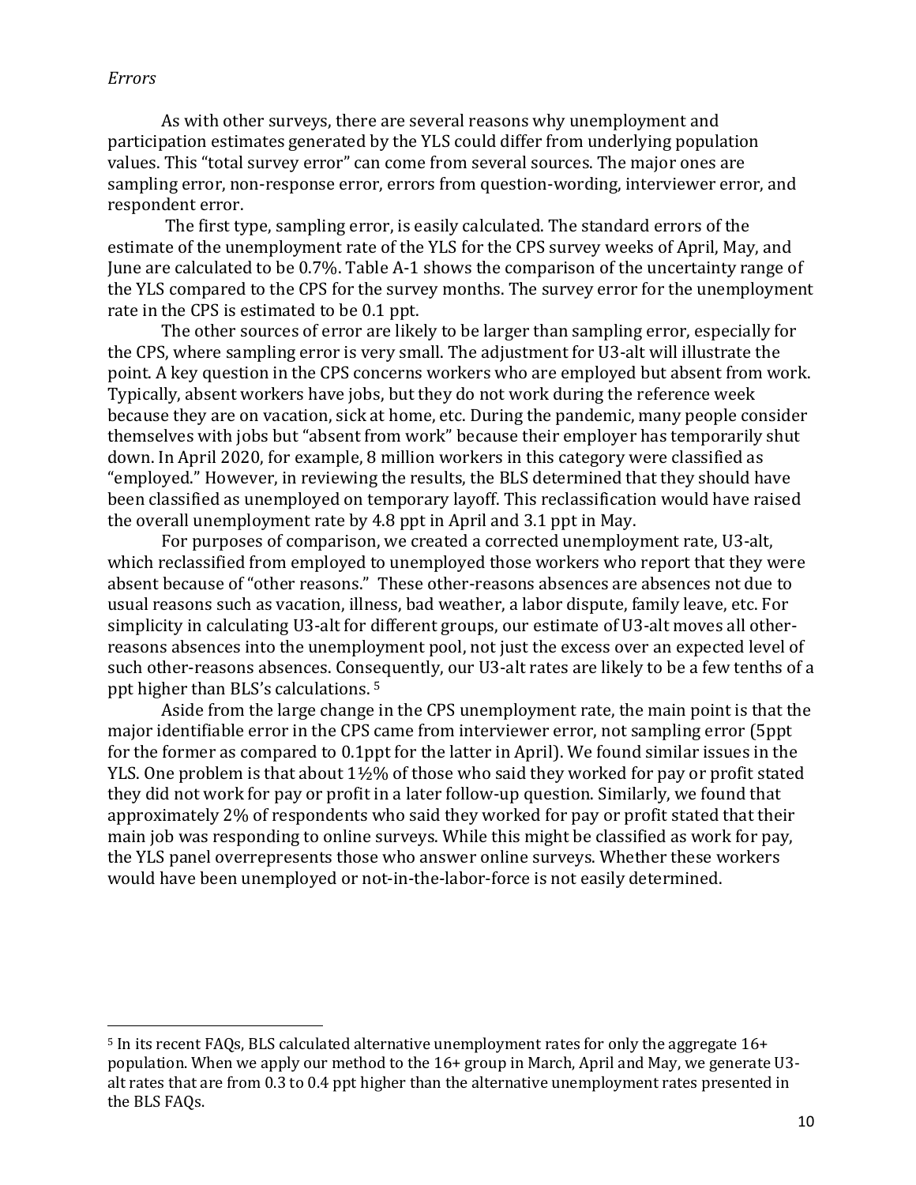*Errors*

As with other surveys, there are several reasons why unemployment and participation estimates generated by the YLS could differ from underlying population values. This "total survey error" can come from several sources. The major ones are sampling error, non-response error, errors from question-wording, interviewer error, and respondent error.

The first type, sampling error, is easily calculated. The standard errors of the estimate of the unemployment rate of the YLS for the CPS survey weeks of April, May, and June are calculated to be 0.7%. Table A-1 shows the comparison of the uncertainty range of the YLS compared to the CPS for the survey months. The survey error for the unemployment rate in the CPS is estimated to be 0.1 ppt.

The other sources of error are likely to be larger than sampling error, especially for the CPS, where sampling error is very small. The adjustment for U3-alt will illustrate the point. A key question in the CPS concerns workers who are employed but absent from work. Typically, absent workers have jobs, but they do not work during the reference week because they are on vacation, sick at home, etc. During the pandemic, many people consider themselves with jobs but "absent from work" because their employer has temporarily shut down. In April 2020, for example, 8 million workers in this category were classified as "employed." However, in reviewing the results, the BLS determined that they should have been classified as unemployed on temporary layoff. This reclassification would have raised the overall unemployment rate by 4.8 ppt in April and 3.1 ppt in May.

For purposes of comparison, we created a corrected unemployment rate, U3-alt, which reclassified from employed to unemployed those workers who report that they were absent because of "other reasons." These other-reasons absences are absences not due to usual reasons such as vacation, illness, bad weather, a labor dispute, family leave, etc. For simplicity in calculating U3-alt for different groups, our estimate of U3-alt moves all other-reasons absences into the unemployment pool, not just the excess over an expected level of such other-reasons absences. Consequently, our U3-alt rates are likely to be a few tenths of a ppt higher than BLS's calculations. [5]

Aside from the large change in the CPS unemployment rate, the main point is that the major identifiable error in the CPS came from interviewer error, not sampling error (5ppt for the former as compared to 0.1ppt for the latter in April). We found similar issues in the YLS. One problem is that about 1½% of those who said they worked for pay or profit stated they did not work for pay or profit in a later follow-up question. Similarly, we found that approximately 2% of respondents who said they worked for pay or profit stated that their main job was responding to online surveys. While this might be classified as work for pay, the YLS panel overrepresents those who answer online surveys. Whether these workers would have been unemployed or not-in-the-labor-force is not easily determined.

---

[5] In its recent FAQs, BLS calculated alternative unemployment rates for only the aggregate 16+ population. When we apply our method to the 16+ group in March, April and May, we generate U3-alt rates that are from 0.3 to 0.4 ppt higher than the alternative unemployment rates presented in the BLS FAQs.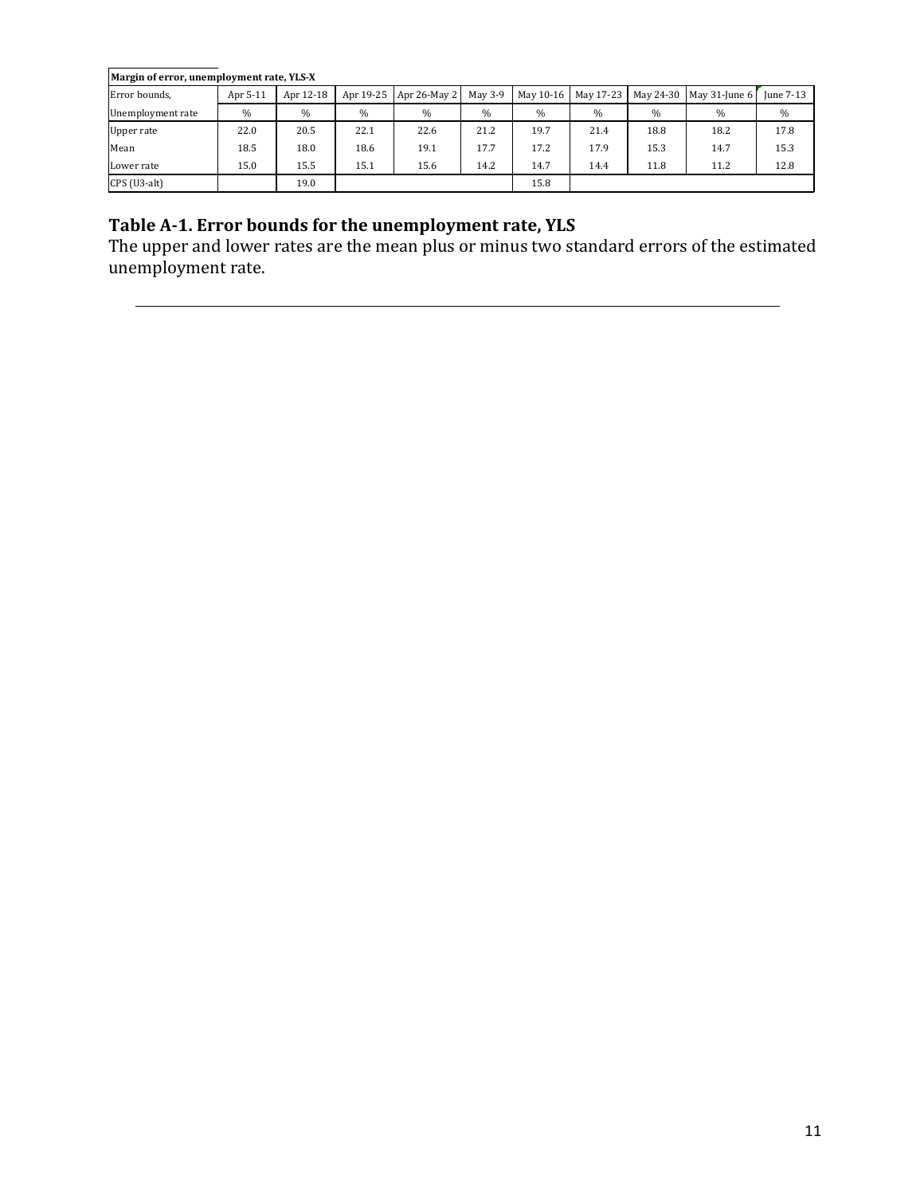**Margin of error, unemployment rate, YLS-X**

| Error bounds, | Apr 5-11 | Apr 12-18 | Apr 19-25 | Apr 26-May 2 | May 3-9 | May 10-16 | May 17-23 | May 24-30 | May 31-June 6 | June 7-13 |
|---|---|---|---|---|---|---|---|---|---|---|
| Unemployment rate | % | % | % | % | % | % | % | % | % | % |
| Upper rate | 22.0 | 20.5 | 22.1 | 22.6 | 21.2 | 19.7 | 21.4 | 18.8 | 18.2 | 17.8 |
| Mean | 18.5 | 18.0 | 18.6 | 19.1 | 17.7 | 17.2 | 17.9 | 15.3 | 14.7 | 15.3 |
| Lower rate | 15.0 | 15.5 | 15.1 | 15.6 | 14.2 | 14.7 | 14.4 | 11.8 | 11.2 | 12.8 |
| CPS (U3-alt) | | 19.0 | | | | 15.8 | | | | |

### Table A-1. Error bounds for the unemployment rate, YLS

The upper and lower rates are the mean plus or minus two standard errors of the estimated unemployment rate.